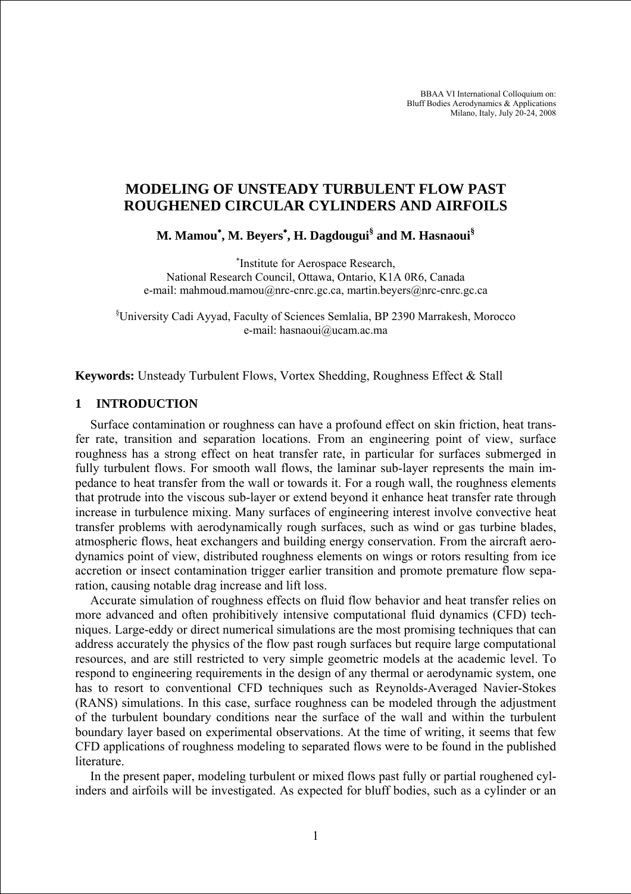BBAA VI International Colloquium on:
Bluff Bodies Aerodynamics & Applications
Milano, Italy, July 20-24, 2008

# MODELING OF UNSTEADY TURBULENT FLOW PAST ROUGHENED CIRCULAR CYLINDERS AND AIRFOILS

**M. Mamou[*], M. Beyers[*], H. Dagdougui[§] and M. Hasnaoui[§]**

[*]Institute for Aerospace Research,
National Research Council, Ottawa, Ontario, K1A 0R6, Canada
e-mail: mahmoud.mamou@nrc-cnrc.gc.ca, martin.beyers@nrc-cnrc.gc.ca

[§]University Cadi Ayyad, Faculty of Sciences Semlalia, BP 2390 Marrakesh, Morocco
e-mail: hasnaoui@ucam.ac.ma

**Keywords:** Unsteady Turbulent Flows, Vortex Shedding, Roughness Effect & Stall

## 1 INTRODUCTION

Surface contamination or roughness can have a profound effect on skin friction, heat transfer rate, transition and separation locations. From an engineering point of view, surface roughness has a strong effect on heat transfer rate, in particular for surfaces submerged in fully turbulent flows. For smooth wall flows, the laminar sub-layer represents the main impedance to heat transfer from the wall or towards it. For a rough wall, the roughness elements that protrude into the viscous sub-layer or extend beyond it enhance heat transfer rate through increase in turbulence mixing. Many surfaces of engineering interest involve convective heat transfer problems with aerodynamically rough surfaces, such as wind or gas turbine blades, atmospheric flows, heat exchangers and building energy conservation. From the aircraft aerodynamics point of view, distributed roughness elements on wings or rotors resulting from ice accretion or insect contamination trigger earlier transition and promote premature flow separation, causing notable drag increase and lift loss.

Accurate simulation of roughness effects on fluid flow behavior and heat transfer relies on more advanced and often prohibitively intensive computational fluid dynamics (CFD) techniques. Large-eddy or direct numerical simulations are the most promising techniques that can address accurately the physics of the flow past rough surfaces but require large computational resources, and are still restricted to very simple geometric models at the academic level. To respond to engineering requirements in the design of any thermal or aerodynamic system, one has to resort to conventional CFD techniques such as Reynolds-Averaged Navier-Stokes (RANS) simulations. In this case, surface roughness can be modeled through the adjustment of the turbulent boundary conditions near the surface of the wall and within the turbulent boundary layer based on experimental observations. At the time of writing, it seems that few CFD applications of roughness modeling to separated flows were to be found in the published literature.

In the present paper, modeling turbulent or mixed flows past fully or partial roughened cylinders and airfoils will be investigated. As expected for bluff bodies, such as a cylinder or an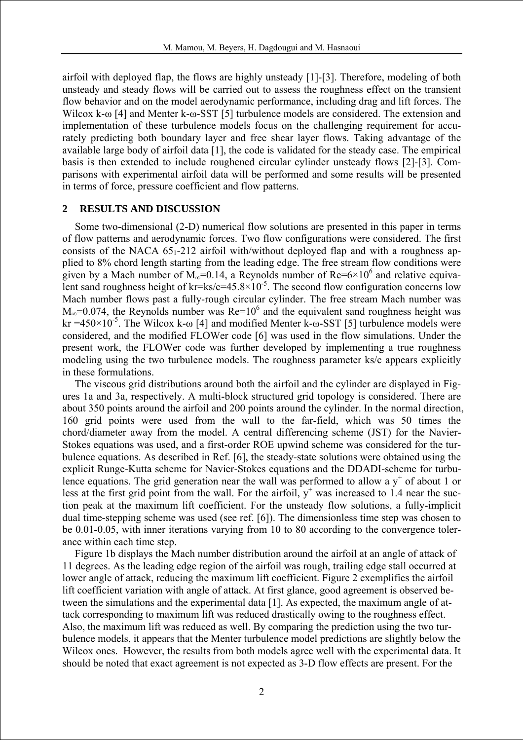airfoil with deployed flap, the flows are highly unsteady [1]-[3]. Therefore, modeling of both unsteady and steady flows will be carried out to assess the roughness effect on the transient flow behavior and on the model aerodynamic performance, including drag and lift forces. The Wilcox k-ω [4] and Menter k-ω-SST [5] turbulence models are considered. The extension and implementation of these turbulence models focus on the challenging requirement for accurately predicting both boundary layer and free shear layer flows. Taking advantage of the available large body of airfoil data [1], the code is validated for the steady case. The empirical basis is then extended to include roughened circular cylinder unsteady flows [2]-[3]. Comparisons with experimental airfoil data will be performed and some results will be presented in terms of force, pressure coefficient and flow patterns.

## 2 RESULTS AND DISCUSSION

Some two-dimensional (2-D) numerical flow solutions are presented in this paper in terms of flow patterns and aerodynamic forces. Two flow configurations were considered. The first consists of the NACA $65_1$-212 airfoil with/without deployed flap and with a roughness applied to 8% chord length starting from the leading edge. The free stream flow conditions were given by a Mach number of $M_\infty$=0.14, a Reynolds number of Re=$6\times10^6$ and relative equivalent sand roughness height of kr=ks/c=$45.8\times10^{-5}$. The second flow configuration concerns low Mach number flows past a fully-rough circular cylinder. The free stream Mach number was $M_\infty$=0.074, the Reynolds number was Re=$10^6$ and the equivalent sand roughness height was kr =$450\times10^{-5}$. The Wilcox k-ω [4] and modified Menter k-ω-SST [5] turbulence models were considered, and the modified FLOWer code [6] was used in the flow simulations. Under the present work, the FLOWer code was further developed by implementing a true roughness modeling using the two turbulence models. The roughness parameter ks/c appears explicitly in these formulations.

The viscous grid distributions around both the airfoil and the cylinder are displayed in Figures 1a and 3a, respectively. A multi-block structured grid topology is considered. There are about 350 points around the airfoil and 200 points around the cylinder. In the normal direction, 160 grid points were used from the wall to the far-field, which was 50 times the chord/diameter away from the model. A central differencing scheme (JST) for the Navier-Stokes equations was used, and a first-order ROE upwind scheme was considered for the turbulence equations. As described in Ref. [6], the steady-state solutions were obtained using the explicit Runge-Kutta scheme for Navier-Stokes equations and the DDADI-scheme for turbulence equations. The grid generation near the wall was performed to allow a $y^+$ of about 1 or less at the first grid point from the wall. For the airfoil, $y^+$ was increased to 1.4 near the suction peak at the maximum lift coefficient. For the unsteady flow solutions, a fully-implicit dual time-stepping scheme was used (see ref. [6]). The dimensionless time step was chosen to be 0.01-0.05, with inner iterations varying from 10 to 80 according to the convergence tolerance within each time step.

Figure 1b displays the Mach number distribution around the airfoil at an angle of attack of 11 degrees. As the leading edge region of the airfoil was rough, trailing edge stall occurred at lower angle of attack, reducing the maximum lift coefficient. Figure 2 exemplifies the airfoil lift coefficient variation with angle of attack. At first glance, good agreement is observed between the simulations and the experimental data [1]. As expected, the maximum angle of attack corresponding to maximum lift was reduced drastically owing to the roughness effect. Also, the maximum lift was reduced as well. By comparing the prediction using the two turbulence models, it appears that the Menter turbulence model predictions are slightly below the Wilcox ones. However, the results from both models agree well with the experimental data. It should be noted that exact agreement is not expected as 3-D flow effects are present. For the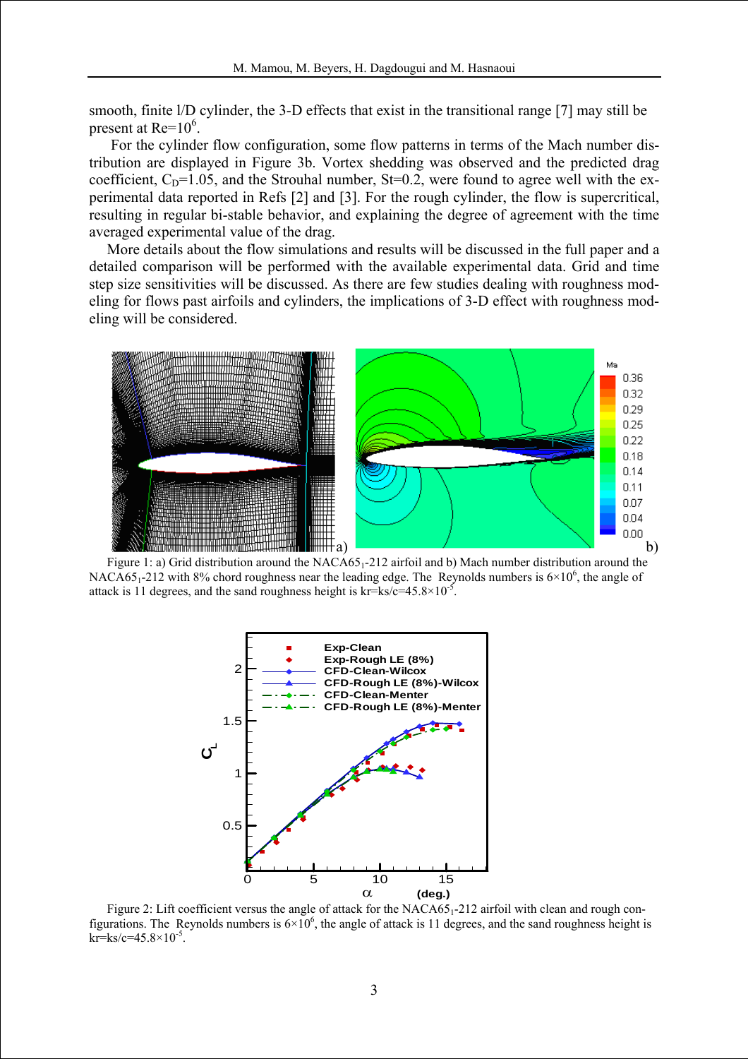smooth, finite l/D cylinder, the 3-D effects that exist in the transitional range [7] may still be present at $Re=10^6$.

For the cylinder flow configuration, some flow patterns in terms of the Mach number distribution are displayed in Figure 3b. Vortex shedding was observed and the predicted drag coefficient, $C_D=1.05$, and the Strouhal number, St=0.2, were found to agree well with the experimental data reported in Refs [2] and [3]. For the rough cylinder, the flow is supercritical, resulting in regular bi-stable behavior, and explaining the degree of agreement with the time averaged experimental value of the drag.

More details about the flow simulations and results will be discussed in the full paper and a detailed comparison will be performed with the available experimental data. Grid and time step size sensitivities will be discussed. As there are few studies dealing with roughness modeling for flows past airfoils and cylinders, the implications of 3-D effect with roughness modeling will be considered.

Figure 1: a) Grid distribution around the NACA65$_1$-212 airfoil and b) Mach number distribution around the NACA65$_1$-212 with 8% chord roughness near the leading edge. The Reynolds numbers is $6\times10^6$, the angle of attack is 11 degrees, and the sand roughness height is $kr=ks/c=45.8\times10^{-5}$.

Figure 2: Lift coefficient versus the angle of attack for the NACA65$_1$-212 airfoil with clean and rough configurations. The Reynolds numbers is $6\times10^6$, the angle of attack is 11 degrees, and the sand roughness height is $kr=ks/c=45.8\times10^{-5}$.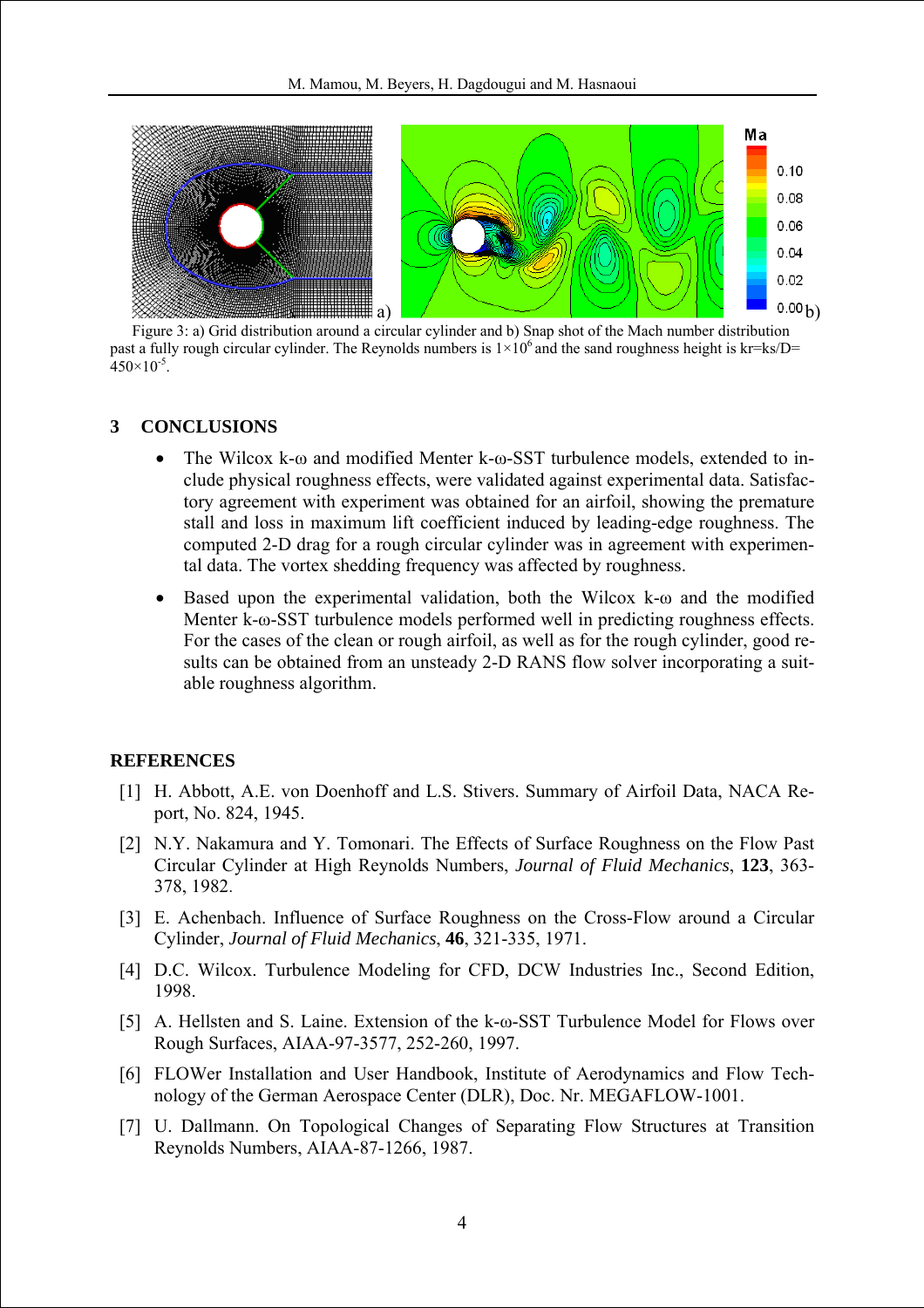Ma

0.10

0.08

0.06

0.04

0.02

0.00

a)

b)

Figure 3: a) Grid distribution around a circular cylinder and b) Snap shot of the Mach number distribution past a fully rough circular cylinder. The Reynolds numbers is $1\times10^6$ and the sand roughness height is $kr=ks/D=450\times10^{-5}$.

## 3 CONCLUSIONS

- The Wilcox k-ω and modified Menter k-ω-SST turbulence models, extended to include physical roughness effects, were validated against experimental data. Satisfactory agreement with experiment was obtained for an airfoil, showing the premature stall and loss in maximum lift coefficient induced by leading-edge roughness. The computed 2-D drag for a rough circular cylinder was in agreement with experimental data. The vortex shedding frequency was affected by roughness.
- Based upon the experimental validation, both the Wilcox k-ω and the modified Menter k-ω-SST turbulence models performed well in predicting roughness effects. For the cases of the clean or rough airfoil, as well as for the rough cylinder, good results can be obtained from an unsteady 2-D RANS flow solver incorporating a suitable roughness algorithm.

## REFERENCES

[1] H. Abbott, A.E. von Doenhoff and L.S. Stivers. Summary of Airfoil Data, NACA Report, No. 824, 1945.

[2] N.Y. Nakamura and Y. Tomonari. The Effects of Surface Roughness on the Flow Past Circular Cylinder at High Reynolds Numbers, *Journal of Fluid Mechanics*, **123**, 363-378, 1982.

[3] E. Achenbach. Influence of Surface Roughness on the Cross-Flow around a Circular Cylinder, *Journal of Fluid Mechanics*, **46**, 321-335, 1971.

[4] D.C. Wilcox. Turbulence Modeling for CFD, DCW Industries Inc., Second Edition, 1998.

[5] A. Hellsten and S. Laine. Extension of the k-ω-SST Turbulence Model for Flows over Rough Surfaces, AIAA-97-3577, 252-260, 1997.

[6] FLOWer Installation and User Handbook, Institute of Aerodynamics and Flow Technology of the German Aerospace Center (DLR), Doc. Nr. MEGAFLOW-1001.

[7] U. Dallmann. On Topological Changes of Separating Flow Structures at Transition Reynolds Numbers, AIAA-87-1266, 1987.